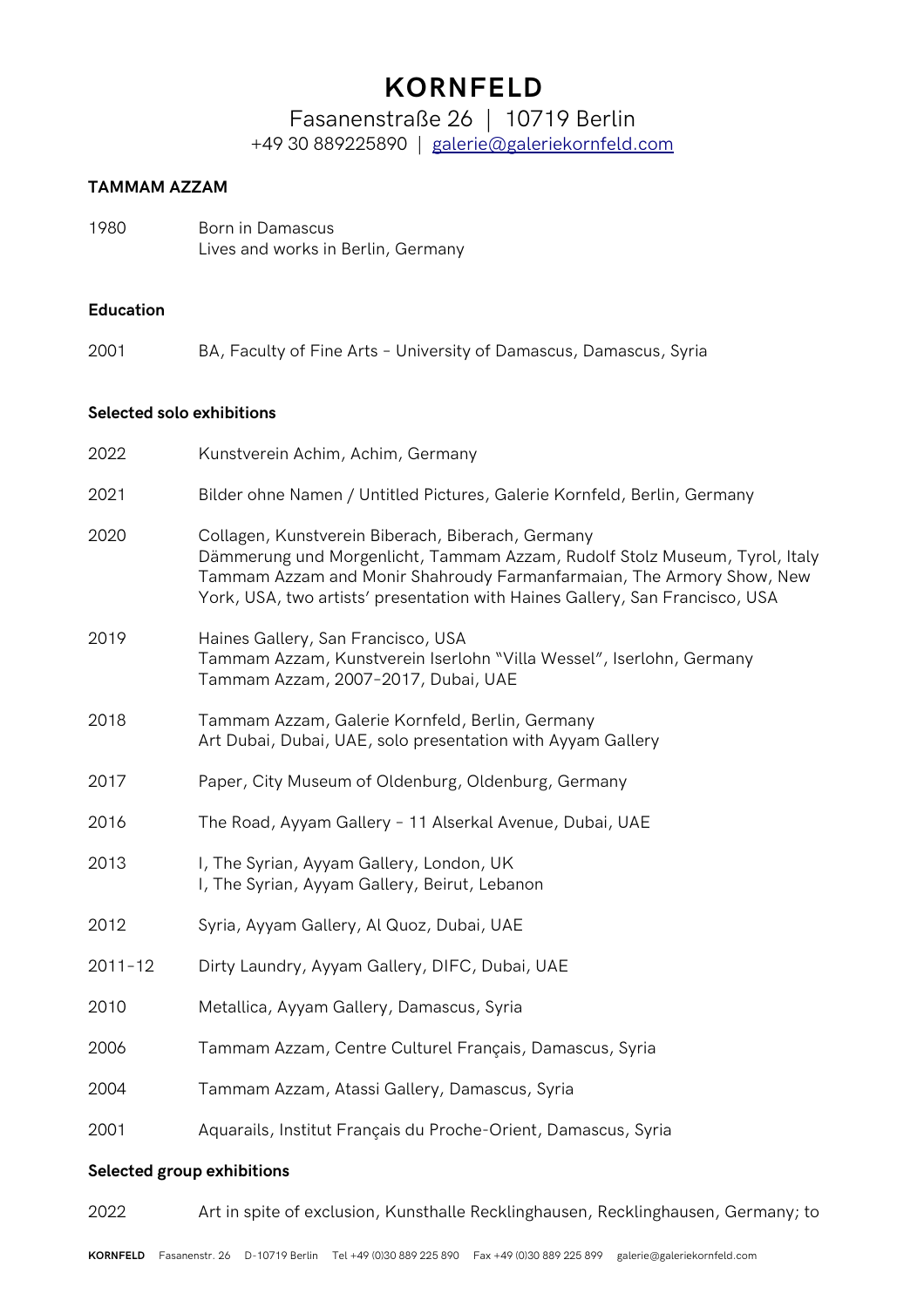# KORNFELD

Fasanenstraße 26 | 10719 Berlin

+49 30 889225890 | galerie@galeriekornfeld.com

**TAMMAM AZZAM**

1980 Born in Damascus
Lives and works in Berlin, Germany

**Education**

2001 BA, Faculty of Fine Arts – University of Damascus, Damascus, Syria

**Selected solo exhibitions**

2022 Kunstverein Achim, Achim, Germany

2021 Bilder ohne Namen / Untitled Pictures, Galerie Kornfeld, Berlin, Germany

2020 Collagen, Kunstverein Biberach, Biberach, Germany
Dämmerung und Morgenlicht, Tammam Azzam, Rudolf Stolz Museum, Tyrol, Italy
Tammam Azzam and Monir Shahroudy Farmanfarmaian, The Armory Show, New York, USA, two artists' presentation with Haines Gallery, San Francisco, USA

2019 Haines Gallery, San Francisco, USA
Tammam Azzam, Kunstverein Iserlohn "Villa Wessel", Iserlohn, Germany
Tammam Azzam, 2007–2017, Dubai, UAE

2018 Tammam Azzam, Galerie Kornfeld, Berlin, Germany
Art Dubai, Dubai, UAE, solo presentation with Ayyam Gallery

2017 Paper, City Museum of Oldenburg, Oldenburg, Germany

2016 The Road, Ayyam Gallery – 11 Alserkal Avenue, Dubai, UAE

2013 I, The Syrian, Ayyam Gallery, London, UK
I, The Syrian, Ayyam Gallery, Beirut, Lebanon

2012 Syria, Ayyam Gallery, Al Quoz, Dubai, UAE

2011–12 Dirty Laundry, Ayyam Gallery, DIFC, Dubai, UAE

2010 Metallica, Ayyam Gallery, Damascus, Syria

2006 Tammam Azzam, Centre Culturel Français, Damascus, Syria

2004 Tammam Azzam, Atassi Gallery, Damascus, Syria

2001 Aquarails, Institut Français du Proche-Orient, Damascus, Syria

**Selected group exhibitions**

2022 Art in spite of exclusion, Kunsthalle Recklinghausen, Recklinghausen, Germany; to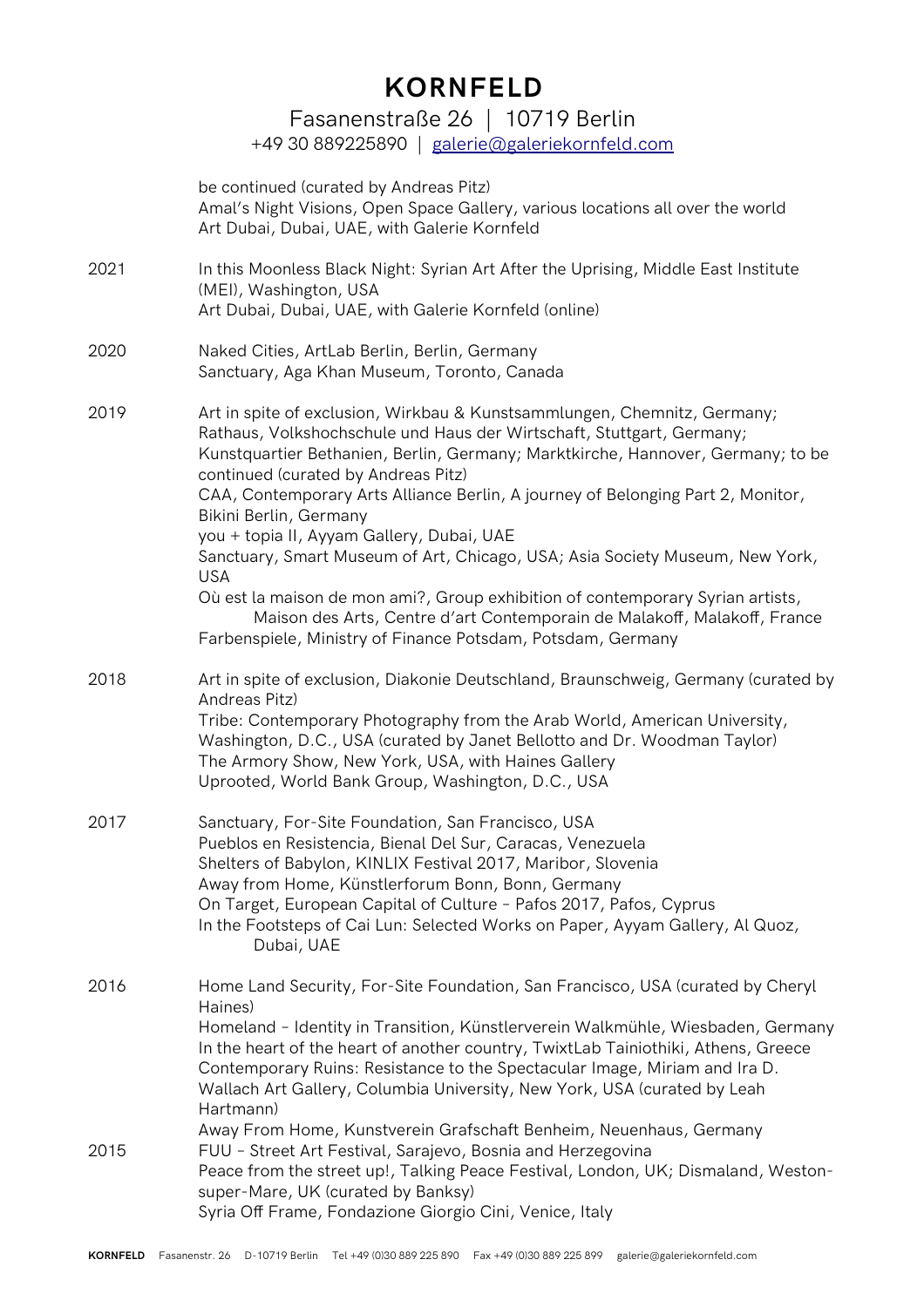be continued (curated by Andreas Pitz)
Amal's Night Visions, Open Space Gallery, various locations all over the world
Art Dubai, Dubai, UAE, with Galerie Kornfeld

2021 In this Moonless Black Night: Syrian Art After the Uprising, Middle East Institute (MEI), Washington, USA
Art Dubai, Dubai, UAE, with Galerie Kornfeld (online)

2020 Naked Cities, ArtLab Berlin, Berlin, Germany
Sanctuary, Aga Khan Museum, Toronto, Canada

2019 Art in spite of exclusion, Wirkbau & Kunstsammlungen, Chemnitz, Germany; Rathaus, Volkshochschule und Haus der Wirtschaft, Stuttgart, Germany; Kunstquartier Bethanien, Berlin, Germany; Marktkirche, Hannover, Germany; to be continued (curated by Andreas Pitz)
CAA, Contemporary Arts Alliance Berlin, A journey of Belonging Part 2, Monitor, Bikini Berlin, Germany
you + topia II, Ayyam Gallery, Dubai, UAE
Sanctuary, Smart Museum of Art, Chicago, USA; Asia Society Museum, New York, USA
Où est la maison de mon ami?, Group exhibition of contemporary Syrian artists, Maison des Arts, Centre d'art Contemporain de Malakoff, Malakoff, France
Farbenspiele, Ministry of Finance Potsdam, Potsdam, Germany

2018 Art in spite of exclusion, Diakonie Deutschland, Braunschweig, Germany (curated by Andreas Pitz)
Tribe: Contemporary Photography from the Arab World, American University, Washington, D.C., USA (curated by Janet Bellotto and Dr. Woodman Taylor)
The Armory Show, New York, USA, with Haines Gallery
Uprooted, World Bank Group, Washington, D.C., USA

2017 Sanctuary, For-Site Foundation, San Francisco, USA
Pueblos en Resistencia, Bienal Del Sur, Caracas, Venezuela
Shelters of Babylon, KINLIX Festival 2017, Maribor, Slovenia
Away from Home, Künstlerforum Bonn, Bonn, Germany
On Target, European Capital of Culture – Pafos 2017, Pafos, Cyprus
In the Footsteps of Cai Lun: Selected Works on Paper, Ayyam Gallery, Al Quoz, Dubai, UAE

2016 Home Land Security, For-Site Foundation, San Francisco, USA (curated by Cheryl Haines)
Homeland – Identity in Transition, Künstlerverein Walkmühle, Wiesbaden, Germany
In the heart of the heart of another country, TwixtLab Tainiothiki, Athens, Greece
Contemporary Ruins: Resistance to the Spectacular Image, Miriam and Ira D. Wallach Art Gallery, Columbia University, New York, USA (curated by Leah Hartmann)
Away From Home, Kunstverein Grafschaft Benheim, Neuenhaus, Germany

2015 FUU – Street Art Festival, Sarajevo, Bosnia and Herzegovina
Peace from the street up!, Talking Peace Festival, London, UK; Dismaland, Weston-super-Mare, UK (curated by Banksy)
Syria Off Frame, Fondazione Giorgio Cini, Venice, Italy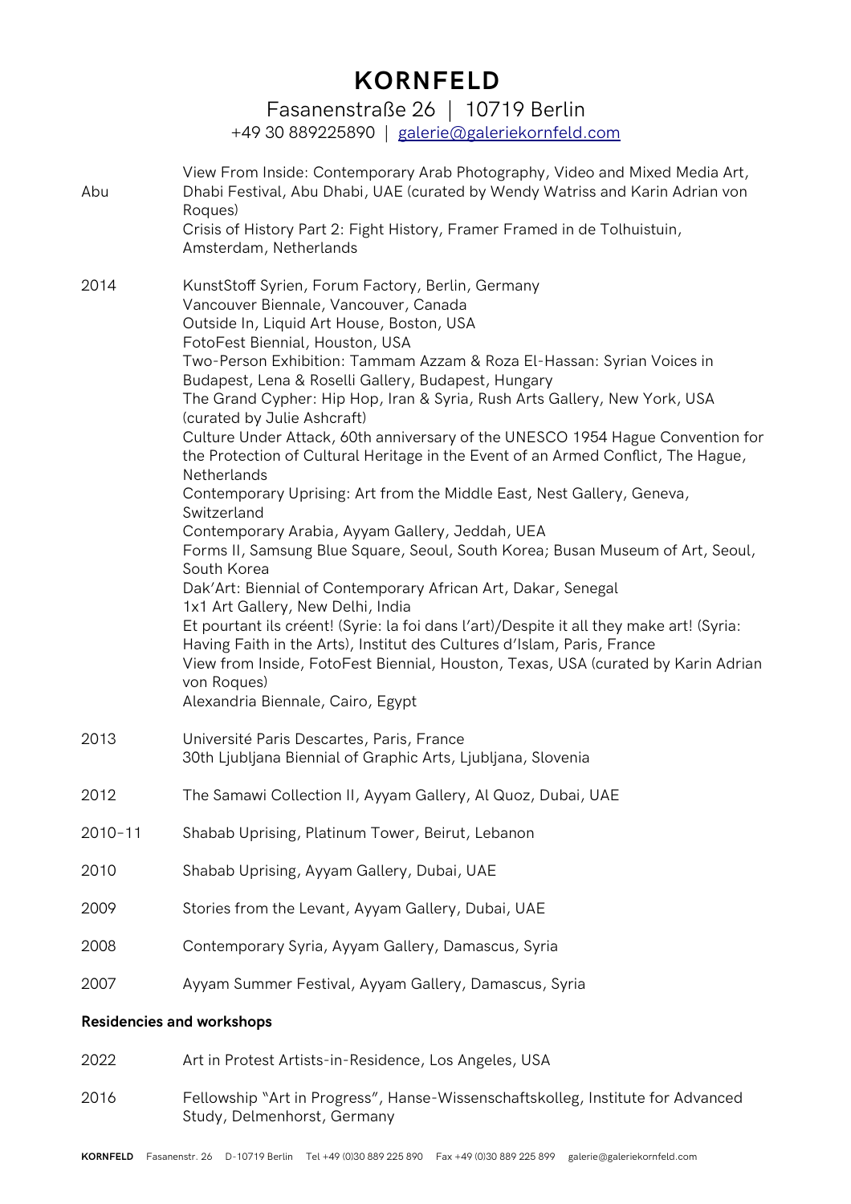# KORNFELD

Fasanenstraße 26 | 10719 Berlin
+49 30 889225890 | galerie@galeriekornfeld.com

| | |
|---|---|
| Abu | View From Inside: Contemporary Arab Photography, Video and Mixed Media Art, Dhabi Festival, Abu Dhabi, UAE (curated by Wendy Watriss and Karin Adrian von Roques)<br>Crisis of History Part 2: Fight History, Framer Framed in de Tolhuistuin, Amsterdam, Netherlands |
| 2014 | KunstStoff Syrien, Forum Factory, Berlin, Germany<br>Vancouver Biennale, Vancouver, Canada<br>Outside In, Liquid Art House, Boston, USA<br>FotoFest Biennial, Houston, USA<br>Two-Person Exhibition: Tammam Azzam & Roza El-Hassan: Syrian Voices in Budapest, Lena & Roselli Gallery, Budapest, Hungary<br>The Grand Cypher: Hip Hop, Iran & Syria, Rush Arts Gallery, New York, USA (curated by Julie Ashcraft)<br>Culture Under Attack, 60th anniversary of the UNESCO 1954 Hague Convention for the Protection of Cultural Heritage in the Event of an Armed Conflict, The Hague, Netherlands<br>Contemporary Uprising: Art from the Middle East, Nest Gallery, Geneva, Switzerland<br>Contemporary Arabia, Ayyam Gallery, Jeddah, UEA<br>Forms II, Samsung Blue Square, Seoul, South Korea; Busan Museum of Art, Seoul, South Korea<br>Dak'Art: Biennial of Contemporary African Art, Dakar, Senegal<br>1x1 Art Gallery, New Delhi, India<br>Et pourtant ils créent! (Syrie: la foi dans l'art)/Despite it all they make art! (Syria: Having Faith in the Arts), Institut des Cultures d'Islam, Paris, France<br>View from Inside, FotoFest Biennial, Houston, Texas, USA (curated by Karin Adrian von Roques)<br>Alexandria Biennale, Cairo, Egypt |
| 2013 | Université Paris Descartes, Paris, France<br>30th Ljubljana Biennial of Graphic Arts, Ljubljana, Slovenia |
| 2012 | The Samawi Collection II, Ayyam Gallery, Al Quoz, Dubai, UAE |
| 2010–11 | Shabab Uprising, Platinum Tower, Beirut, Lebanon |
| 2010 | Shabab Uprising, Ayyam Gallery, Dubai, UAE |
| 2009 | Stories from the Levant, Ayyam Gallery, Dubai, UAE |
| 2008 | Contemporary Syria, Ayyam Gallery, Damascus, Syria |
| 2007 | Ayyam Summer Festival, Ayyam Gallery, Damascus, Syria |

**Residencies and workshops**

| | |
|---|---|
| 2022 | Art in Protest Artists-in-Residence, Los Angeles, USA |
| 2016 | Fellowship "Art in Progress", Hanse-Wissenschaftskolleg, Institute for Advanced Study, Delmenhorst, Germany |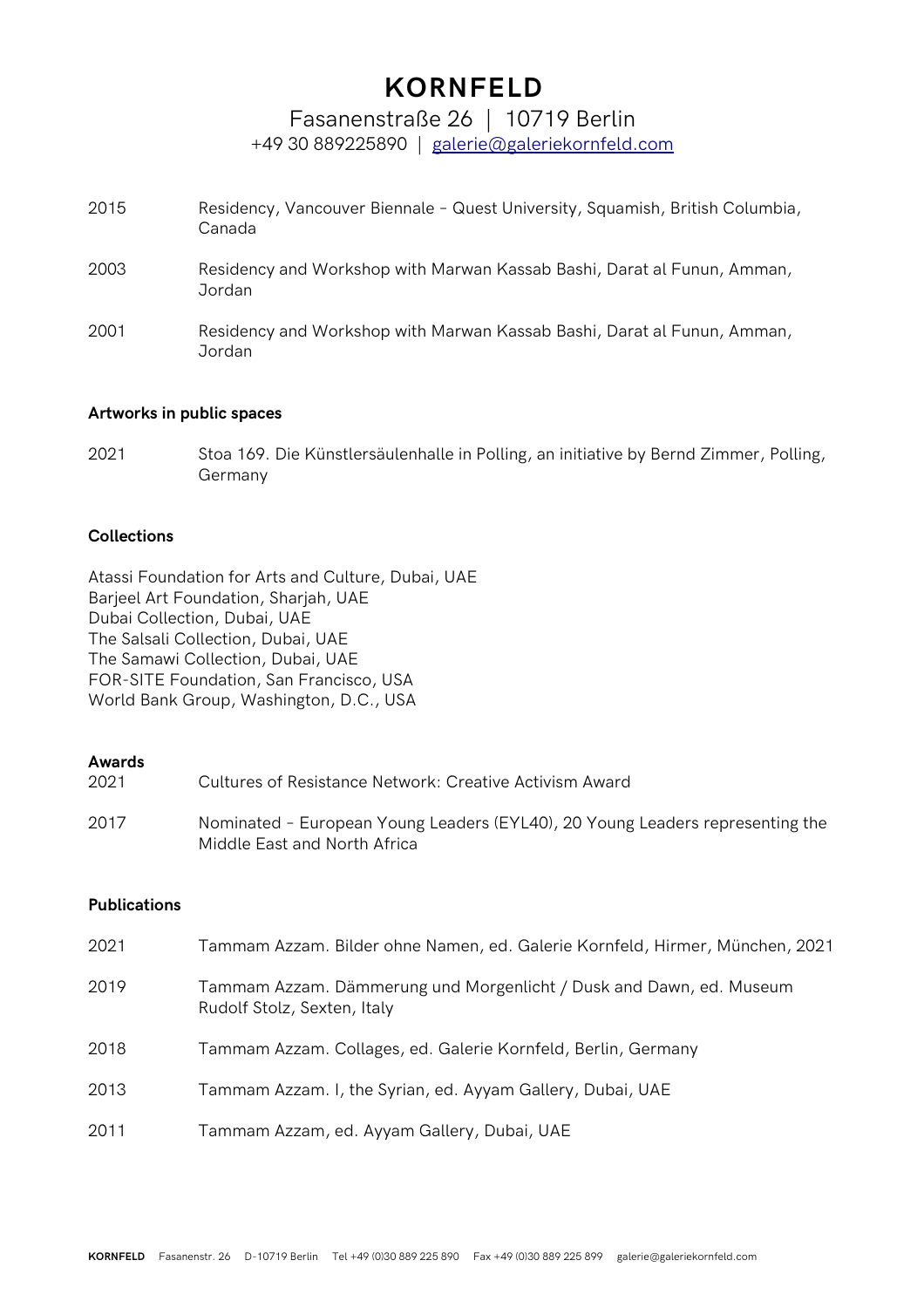| | |
|---|---|
| 2015 | Residency, Vancouver Biennale – Quest University, Squamish, British Columbia, Canada |
| 2003 | Residency and Workshop with Marwan Kassab Bashi, Darat al Funun, Amman, Jordan |
| 2001 | Residency and Workshop with Marwan Kassab Bashi, Darat al Funun, Amman, Jordan |

**Artworks in public spaces**

| | |
|---|---|
| 2021 | Stoa 169. Die Künstlersäulenhalle in Polling, an initiative by Bernd Zimmer, Polling, Germany |

**Collections**

Atassi Foundation for Arts and Culture, Dubai, UAE
Barjeel Art Foundation, Sharjah, UAE
Dubai Collection, Dubai, UAE
The Salsali Collection, Dubai, UAE
The Samawi Collection, Dubai, UAE
FOR-SITE Foundation, San Francisco, USA
World Bank Group, Washington, D.C., USA

**Awards**

| | |
|---|---|
| 2021 | Cultures of Resistance Network: Creative Activism Award |
| 2017 | Nominated – European Young Leaders (EYL40), 20 Young Leaders representing the Middle East and North Africa |

**Publications**

| | |
|---|---|
| 2021 | Tammam Azzam. Bilder ohne Namen, ed. Galerie Kornfeld, Hirmer, München, 2021 |
| 2019 | Tammam Azzam. Dämmerung und Morgenlicht / Dusk and Dawn, ed. Museum Rudolf Stolz, Sexten, Italy |
| 2018 | Tammam Azzam. Collages, ed. Galerie Kornfeld, Berlin, Germany |
| 2013 | Tammam Azzam. I, the Syrian, ed. Ayyam Gallery, Dubai, UAE |
| 2011 | Tammam Azzam, ed. Ayyam Gallery, Dubai, UAE |